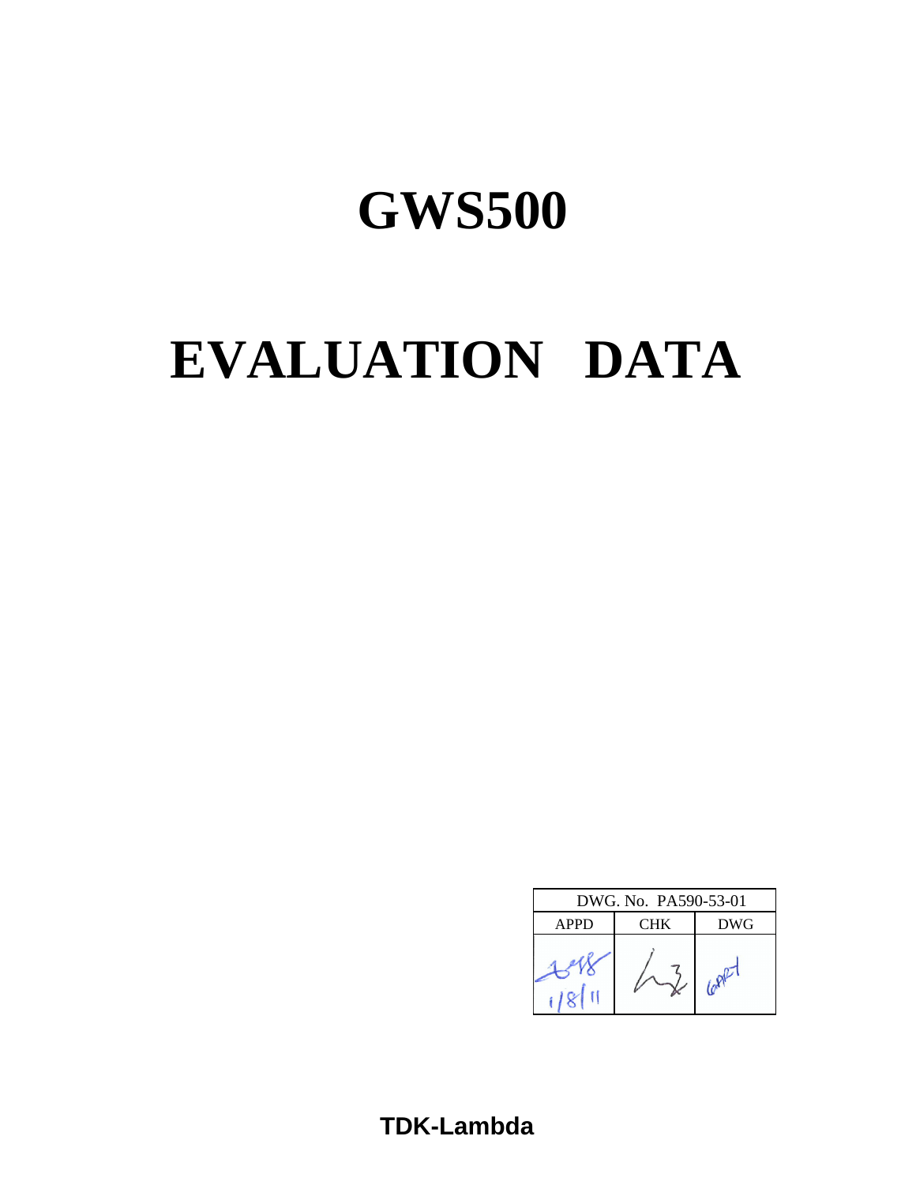# GWS500

# EVALUATION DATA

| DWG. No. PA590-53-01 | | |
|---|---|---|
| APPD | CHK | DWG |
| 1/8/11 | | |

**TDK-Lambda**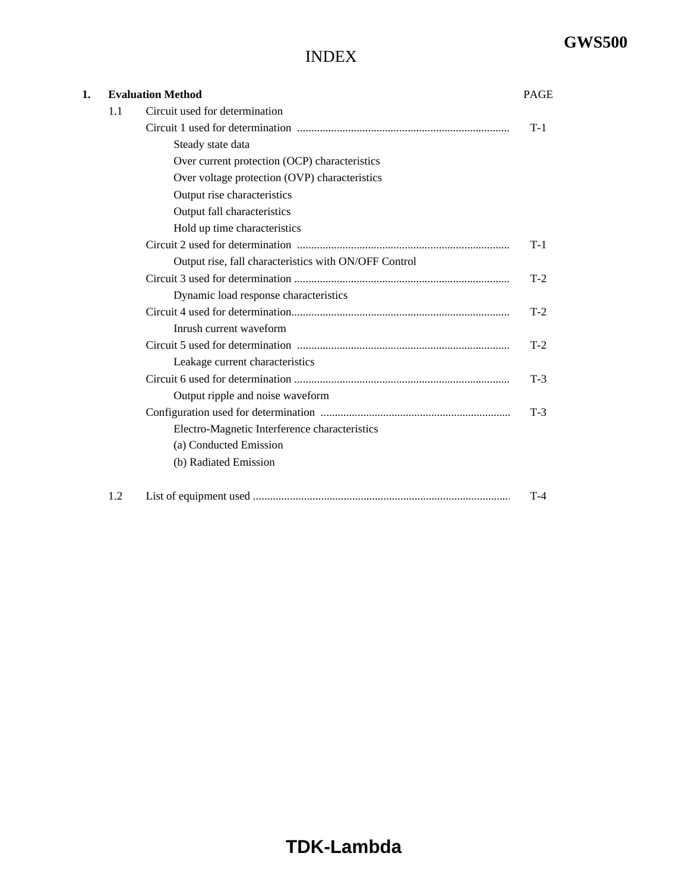# INDEX

| **1. Evaluation Method** | PAGE |
|---|---|
| 1.1 Circuit used for determination | |
| Circuit 1 used for determination | T-1 |
| Steady state data | |
| Over current protection (OCP) characteristics | |
| Over voltage protection (OVP) characteristics | |
| Output rise characteristics | |
| Output fall characteristics | |
| Hold up time characteristics | |
| Circuit 2 used for determination | T-1 |
| Output rise, fall characteristics with ON/OFF Control | |
| Circuit 3 used for determination | T-2 |
| Dynamic load response characteristics | |
| Circuit 4 used for determination | T-2 |
| Inrush current waveform | |
| Circuit 5 used for determination | T-2 |
| Leakage current characteristics | |
| Circuit 6 used for determination | T-3 |
| Output ripple and noise waveform | |
| Configuration used for determination | T-3 |
| Electro-Magnetic Interference characteristics | |
| (a) Conducted Emission | |
| (b) Radiated Emission | |
| 1.2 List of equipment used | T-4 |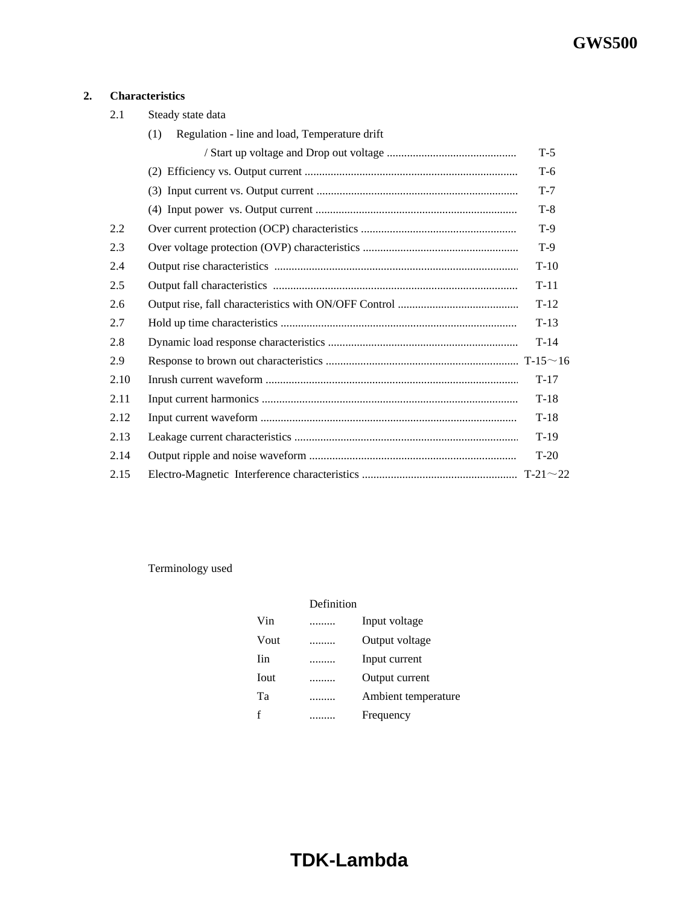## 2. Characteristics

2.1 Steady state data

(1) Regulation - line and load, Temperature drift / Start up voltage and Drop out voltage ............................................ T-5

(2) Efficiency vs. Output current ......................................................................... T-6

(3) Input current vs. Output current ..................................................................... T-7

(4) Input power vs. Output current ..................................................................... T-8

2.2 Over current protection (OCP) characteristics ..................................................... T-9

2.3 Over voltage protection (OVP) characteristics ...................................................... T-9

2.4 Output rise characteristics .................................................................................... T-10

2.5 Output fall characteristics .................................................................................... T-11

2.6 Output rise, fall characteristics with ON/OFF Control .......................................... T-12

2.7 Hold up time characteristics ................................................................................. T-13

2.8 Dynamic load response characteristics ................................................................. T-14

2.9 Response to brown out characteristics .................................................................. T-15～16

2.10 Inrush current waveform ....................................................................................... T-17

2.11 Input current harmonics ........................................................................................ T-18

2.12 Input current waveform ........................................................................................ T-18

2.13 Leakage current characteristics ............................................................................. T-19

2.14 Output ripple and noise waveform ....................................................................... T-20

2.15 Electro-Magnetic Interference characteristics ..................................................... T-21～22

Terminology used

| | Definition | |
|---|---|---|
| Vin | ......... | Input voltage |
| Vout | ......... | Output voltage |
| Iin | ......... | Input current |
| Iout | ......... | Output current |
| Ta | ......... | Ambient temperature |
| f | ......... | Frequency |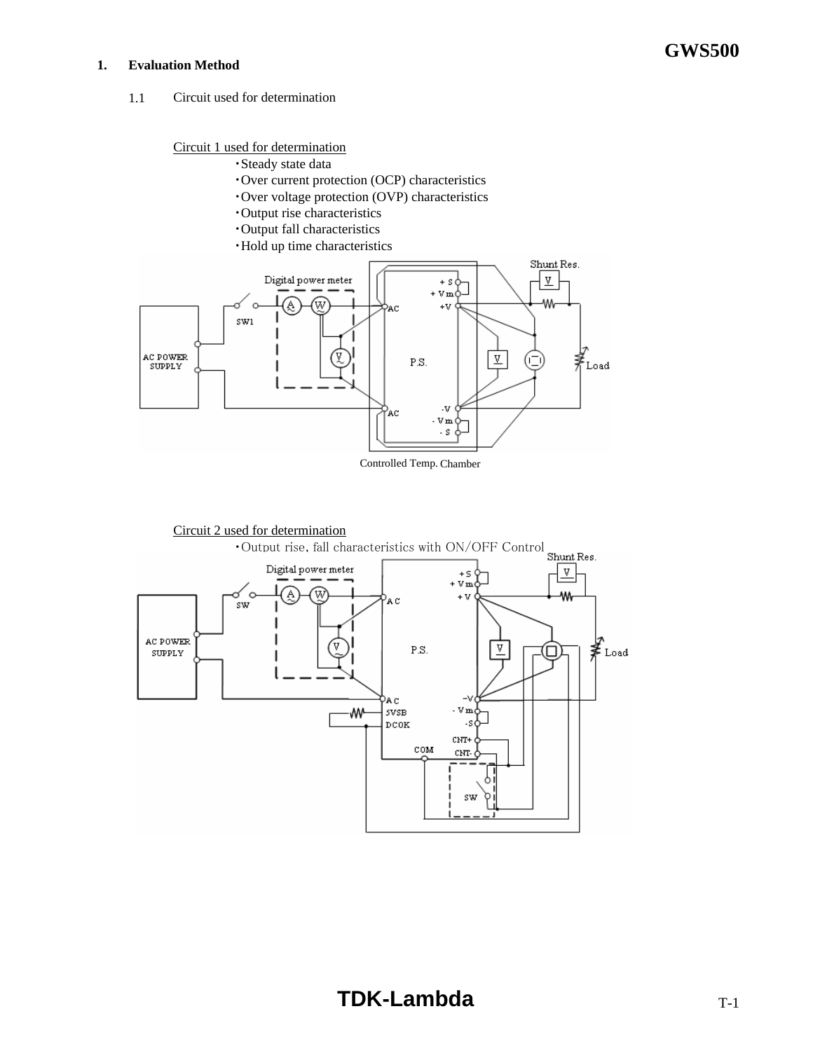## 1. Evaluation Method

### 1.1 Circuit used for determination

Circuit 1 used for determination

- ・Steady state data
- ・Over current protection (OCP) characteristics
- ・Over voltage protection (OVP) characteristics
- ・Output rise characteristics
- ・Output fall characteristics
- ・Hold up time characteristics

Controlled Temp. Chamber

Circuit 2 used for determination

- ・Output rise, fall characteristics with ON/OFF Control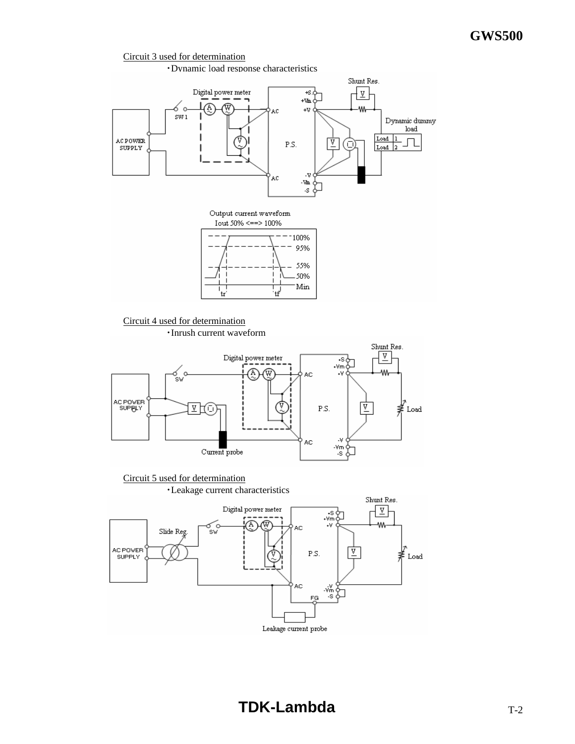Circuit 3 used for determination

・Dynamic load response characteristics

Circuit 4 used for determination

・Inrush current waveform

Circuit 5 used for determination

・Leakage current characteristics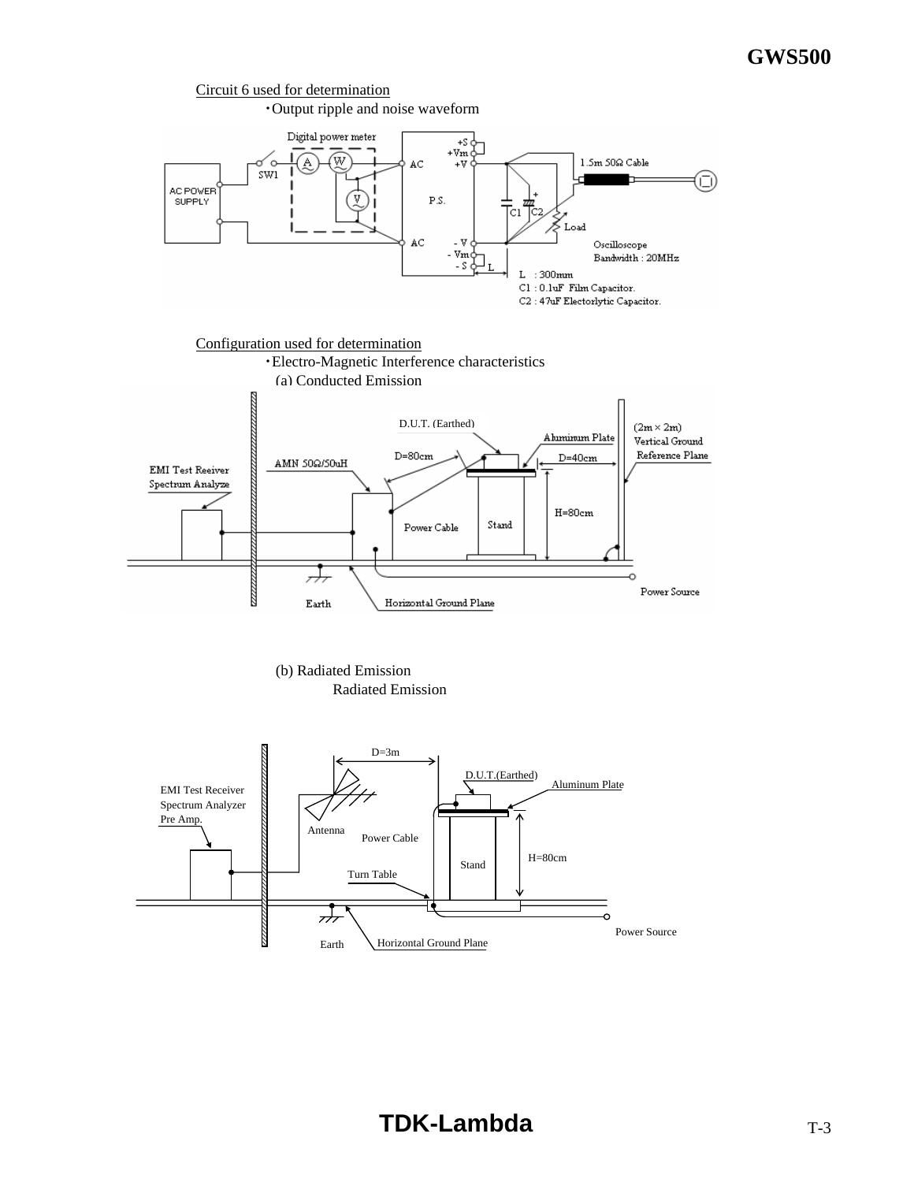Circuit 6 used for determination

・Output ripple and noise waveform

Digital power meter

SW1

AC POWER SUPPLY

AC

P.S.

AC

+S
+Vm
+V

- V
- Vm
- S

L

1.5m 50Ω Cable

C1 C2

Load

Oscilloscope
Bandwidth : 20MHz

L : 300mm
C1 : 0.1uF Film Capacitor.
C2 : 47uF Electorlytic Capacitor.

Configuration used for determination

・Electro-Magnetic Interference characteristics

(a) Conducted Emission

D.U.T. (Earthed)

Aluminum Plate

(2m × 2m) Vertical Ground Reference Plane

D=80cm

D=40cm

AMN 50Ω/50uH

EMI Test Reeiver Spectrum Analyze

Power Cable

Stand

H=80cm

Power Source

Earth

Horizontal Ground Plane

(b) Radiated Emission

Radiated Emission

D=3m

D.U.T.(Earthed)

Aluminum Plate

EMI Test Receiver
Spectrum Analyzer
Pre Amp.

Antenna

Power Cable

Stand

H=80cm

Turn Table

Power Source

Earth

Horizontal Ground Plane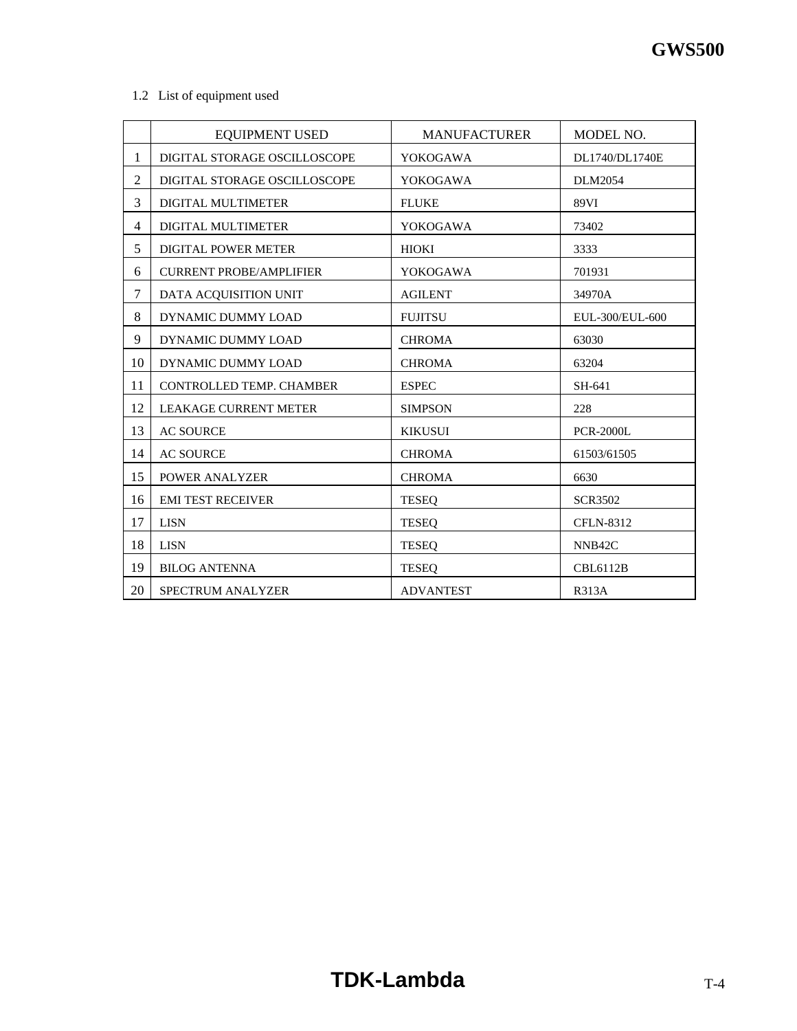1.2 List of equipment used

| | EQUIPMENT USED | MANUFACTURER | MODEL NO. |
|---|---|---|---|
| 1 | DIGITAL STORAGE OSCILLOSCOPE | YOKOGAWA | DL1740/DL1740E |
| 2 | DIGITAL STORAGE OSCILLOSCOPE | YOKOGAWA | DLM2054 |
| 3 | DIGITAL MULTIMETER | FLUKE | 89VI |
| 4 | DIGITAL MULTIMETER | YOKOGAWA | 73402 |
| 5 | DIGITAL POWER METER | HIOKI | 3333 |
| 6 | CURRENT PROBE/AMPLIFIER | YOKOGAWA | 701931 |
| 7 | DATA ACQUISITION UNIT | AGILENT | 34970A |
| 8 | DYNAMIC DUMMY LOAD | FUJITSU | EUL-300/EUL-600 |
| 9 | DYNAMIC DUMMY LOAD | CHROMA | 63030 |
| 10 | DYNAMIC DUMMY LOAD | CHROMA | 63204 |
| 11 | CONTROLLED TEMP. CHAMBER | ESPEC | SH-641 |
| 12 | LEAKAGE CURRENT METER | SIMPSON | 228 |
| 13 | AC SOURCE | KIKUSUI | PCR-2000L |
| 14 | AC SOURCE | CHROMA | 61503/61505 |
| 15 | POWER ANALYZER | CHROMA | 6630 |
| 16 | EMI TEST RECEIVER | TESEQ | SCR3502 |
| 17 | LISN | TESEQ | CFLN-8312 |
| 18 | LISN | TESEQ | NNB42C |
| 19 | BILOG ANTENNA | TESEQ | CBL6112B |
| 20 | SPECTRUM ANALYZER | ADVANTEST | R313A |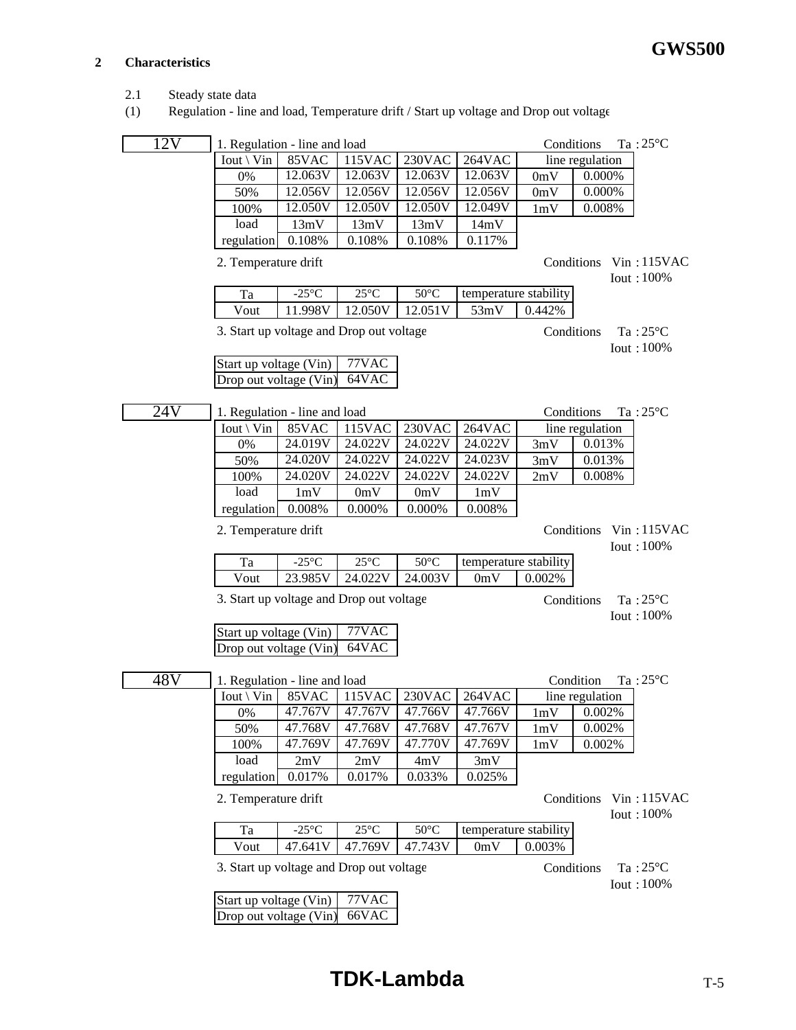## 2 Characteristics

2.1 Steady state data

(1) Regulation - line and load, Temperature drift / Start up voltage and Drop out voltage

### 12V

1. Regulation - line and load — Conditions Ta : 25°C

| Iout \ Vin | 85VAC | 115VAC | 230VAC | 264VAC | line regulation | |
|---|---|---|---|---|---|---|
| 0% | 12.063V | 12.063V | 12.063V | 12.063V | 0mV | 0.000% |
| 50% | 12.056V | 12.056V | 12.056V | 12.056V | 0mV | 0.000% |
| 100% | 12.050V | 12.050V | 12.050V | 12.049V | 1mV | 0.008% |
| load regulation | 13mV | 13mV | 13mV | 14mV | | |
| | 0.108% | 0.108% | 0.108% | 0.117% | | |

2. Temperature drift — Conditions Vin : 115VAC, Iout : 100%

| Ta | -25°C | 25°C | 50°C | temperature stability | |
|---|---|---|---|---|---|
| Vout | 11.998V | 12.050V | 12.051V | 53mV | 0.442% |

3. Start up voltage and Drop out voltage — Conditions Ta : 25°C, Iout : 100%

| | |
|---|---|
| Start up voltage (Vin) | 77VAC |
| Drop out voltage (Vin) | 64VAC |

### 24V

1. Regulation - line and load — Conditions Ta : 25°C

| Iout \ Vin | 85VAC | 115VAC | 230VAC | 264VAC | line regulation | |
|---|---|---|---|---|---|---|
| 0% | 24.019V | 24.022V | 24.022V | 24.022V | 3mV | 0.013% |
| 50% | 24.020V | 24.022V | 24.022V | 24.023V | 3mV | 0.013% |
| 100% | 24.020V | 24.022V | 24.022V | 24.022V | 2mV | 0.008% |
| load regulation | 1mV | 0mV | 0mV | 1mV | | |
| | 0.008% | 0.000% | 0.000% | 0.008% | | |

2. Temperature drift — Conditions Vin : 115VAC, Iout : 100%

| Ta | -25°C | 25°C | 50°C | temperature stability | |
|---|---|---|---|---|---|
| Vout | 23.985V | 24.022V | 24.003V | 0mV | 0.002% |

3. Start up voltage and Drop out voltage — Conditions Ta : 25°C, Iout : 100%

| | |
|---|---|
| Start up voltage (Vin) | 77VAC |
| Drop out voltage (Vin) | 64VAC |

### 48V

1. Regulation - line and load — Condition Ta : 25°C

| Iout \ Vin | 85VAC | 115VAC | 230VAC | 264VAC | line regulation | |
|---|---|---|---|---|---|---|
| 0% | 47.767V | 47.767V | 47.766V | 47.766V | 1mV | 0.002% |
| 50% | 47.768V | 47.768V | 47.768V | 47.767V | 1mV | 0.002% |
| 100% | 47.769V | 47.769V | 47.770V | 47.769V | 1mV | 0.002% |
| load regulation | 2mV | 2mV | 4mV | 3mV | | |
| | 0.017% | 0.017% | 0.033% | 0.025% | | |

2. Temperature drift — Conditions Vin : 115VAC, Iout : 100%

| Ta | -25°C | 25°C | 50°C | temperature stability | |
|---|---|---|---|---|---|
| Vout | 47.641V | 47.769V | 47.743V | 0mV | 0.003% |

3. Start up voltage and Drop out voltage — Conditions Ta : 25°C, Iout : 100%

| | |
|---|---|
| Start up voltage (Vin) | 77VAC |
| Drop out voltage (Vin) | 66VAC |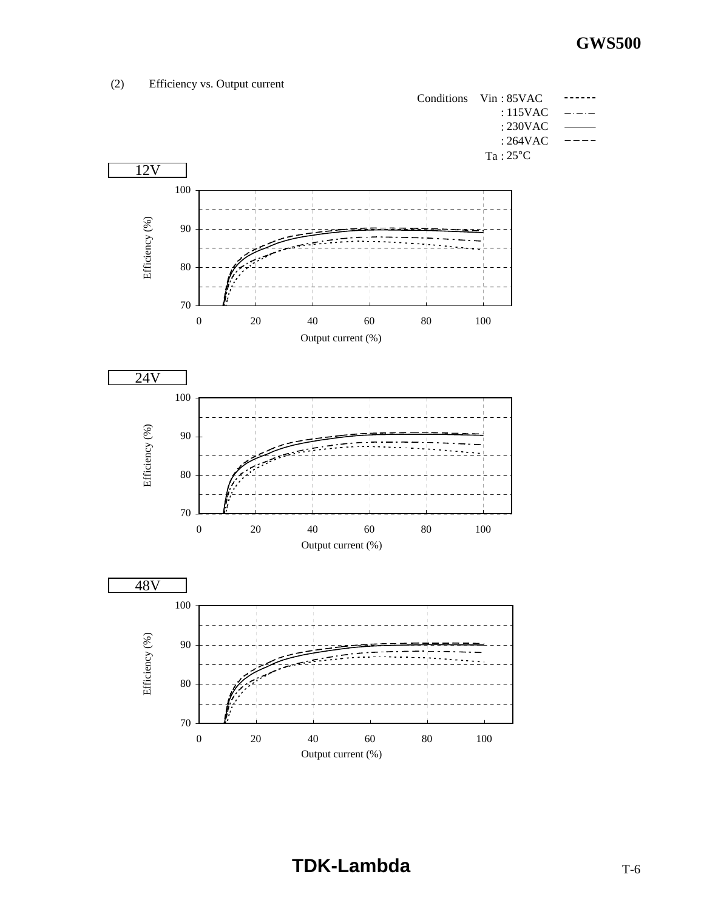(2) Efficiency vs. Output current

Conditions Vin : 85VAC
: 115VAC
: 230VAC
: 264VAC
Ta : 25°C

12V

Efficiency (%)

Output current (%)

24V

Efficiency (%)

Output current (%)

48V

Efficiency (%)

Output current (%)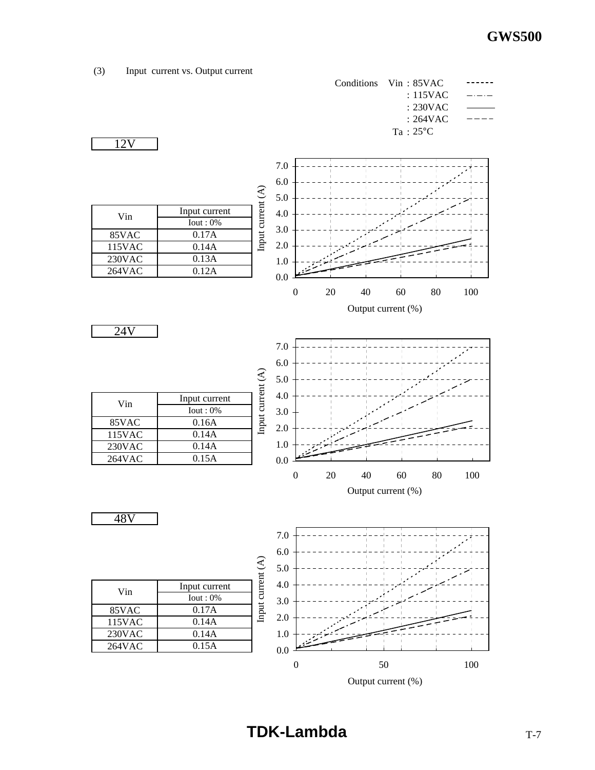(3) Input current vs. Output current

Conditions Vin : 85VAC
: 115VAC
: 230VAC
: 264VAC
Ta : 25°C

**12V**

| Vin | Input current |
|---|---|
| | Iout : 0% |
| 85VAC | 0.17A |
| 115VAC | 0.14A |
| 230VAC | 0.13A |
| 264VAC | 0.12A |

**24V**

| Vin | Input current |
|---|---|
| | Iout : 0% |
| 85VAC | 0.16A |
| 115VAC | 0.14A |
| 230VAC | 0.14A |
| 264VAC | 0.15A |

**48V**

| Vin | Input current |
|---|---|
| | Iout : 0% |
| 85VAC | 0.17A |
| 115VAC | 0.14A |
| 230VAC | 0.14A |
| 264VAC | 0.15A |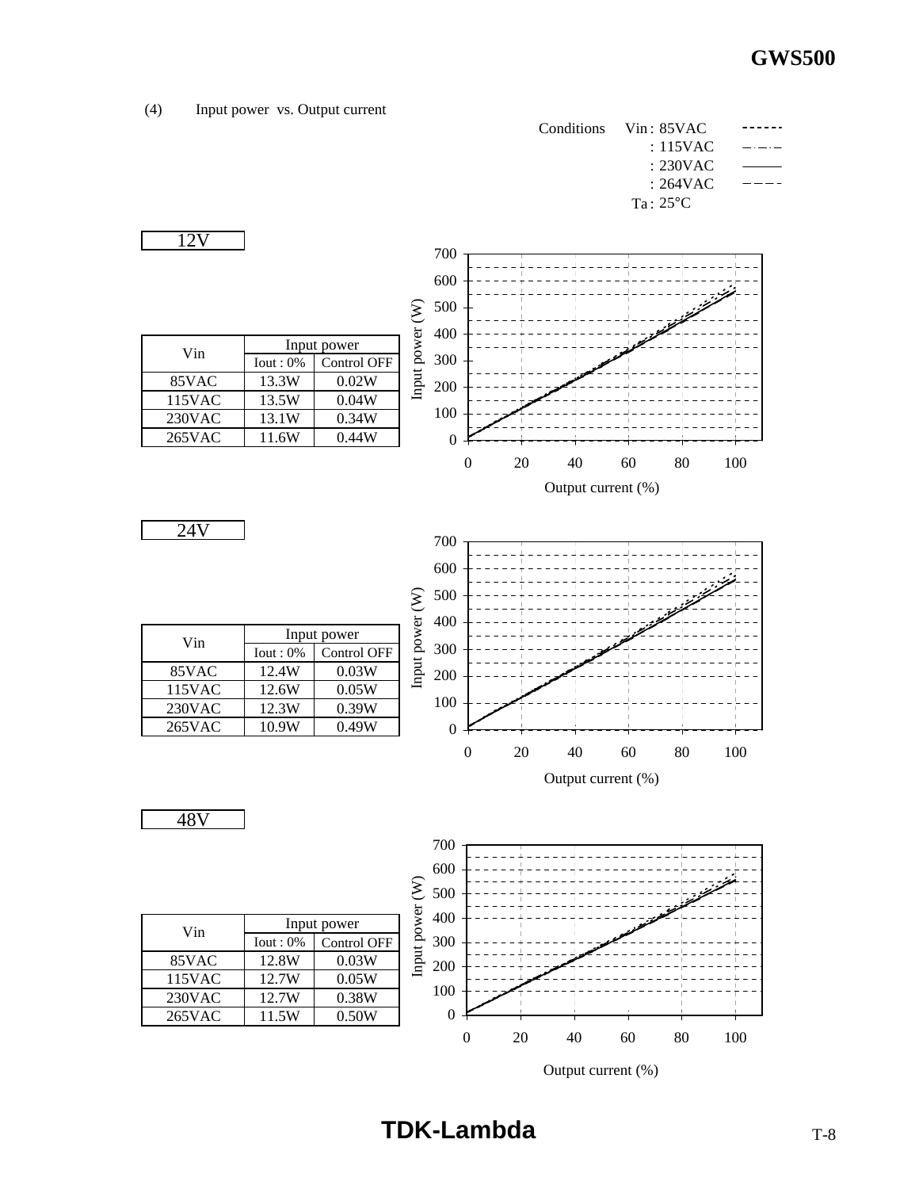(4) Input power vs. Output current

Conditions Vin : 85VAC ------
: 115VAC –·–·–
: 230VAC ———
: 264VAC – – – –
Ta : 25°C

12V

| Vin | Input power | |
|---|---|---|
| | Iout : 0% | Control OFF |
| 85VAC | 13.3W | 0.02W |
| 115VAC | 13.5W | 0.04W |
| 230VAC | 13.1W | 0.34W |
| 265VAC | 11.6W | 0.44W |

Input power (W) vs. Output current (%)

24V

| Vin | Input power | |
|---|---|---|
| | Iout : 0% | Control OFF |
| 85VAC | 12.4W | 0.03W |
| 115VAC | 12.6W | 0.05W |
| 230VAC | 12.3W | 0.39W |
| 265VAC | 10.9W | 0.49W |

Input power (W) vs. Output current (%)

48V

| Vin | Input power | |
|---|---|---|
| | Iout : 0% | Control OFF |
| 85VAC | 12.8W | 0.03W |
| 115VAC | 12.7W | 0.05W |
| 230VAC | 12.7W | 0.38W |
| 265VAC | 11.5W | 0.50W |

Input power (W) vs. Output current (%)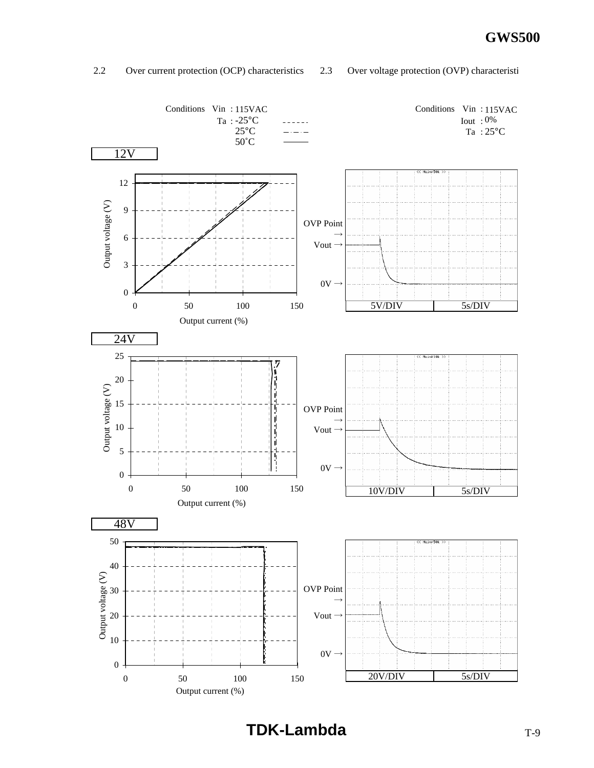2.2 Over current protection (OCP) characteristics

2.3 Over voltage protection (OVP) characteristi

Conditions Vin : 115VAC
Ta : -25°C
25°C
50˚C

Conditions Vin : 115VAC
Iout : 0%
Ta : 25°C

12V

Output voltage (V)

Output current (%)

OVP Point →

Vout →

0V →

5V/DIV 5s/DIV

24V

Output voltage (V)

Output current (%)

OVP Point →

Vout →

0V →

10V/DIV 5s/DIV

48V

Output voltage (V)

Output current (%)

OVP Point →

Vout →

0V →

20V/DIV 5s/DIV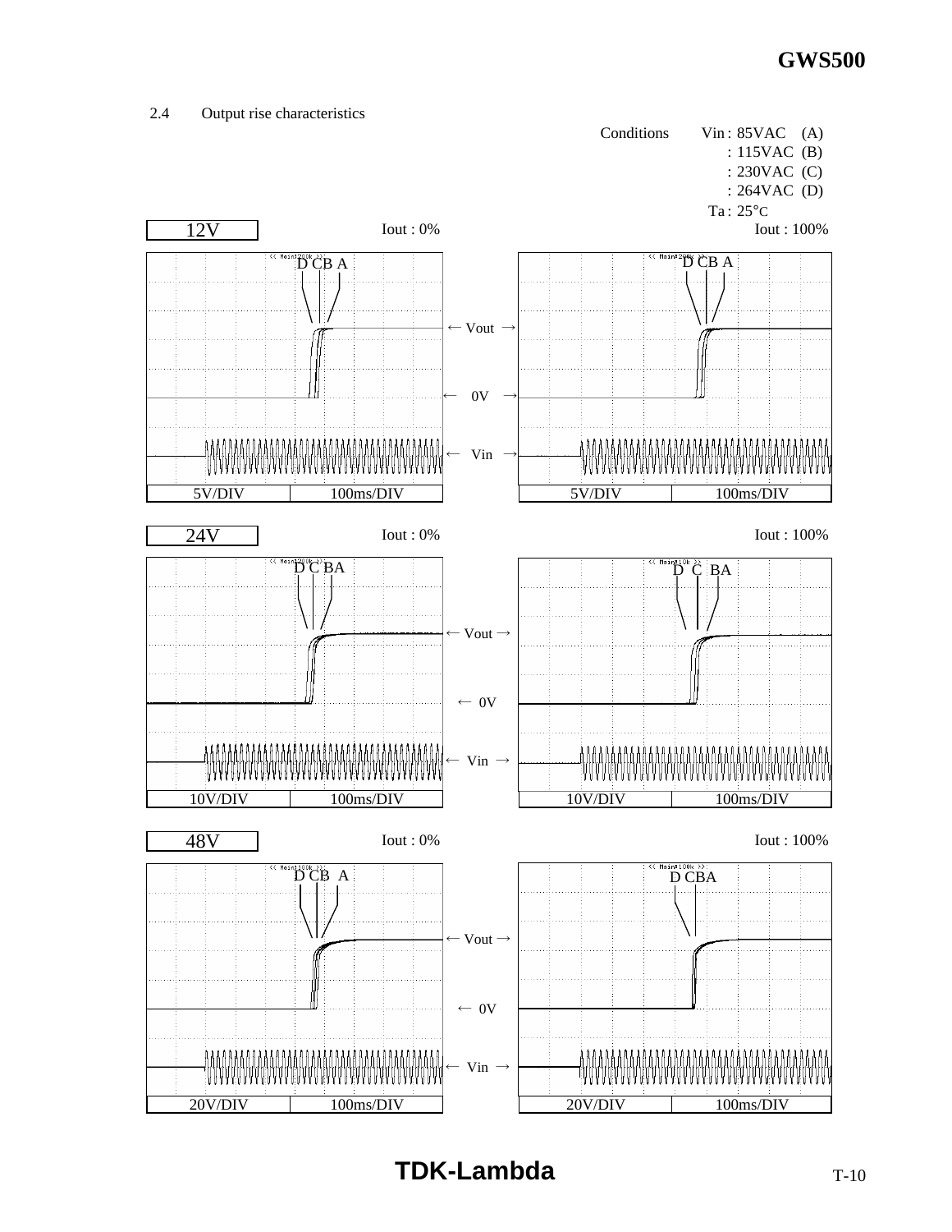## 2.4 Output rise characteristics

Conditions Vin : 85VAC (A)
: 115VAC (B)
: 230VAC (C)
: 264VAC (D)
Ta : 25°C

**12V**

Iout : 0% — D C B A — ← Vout → — ← 0V → — ← Vin → — 5V/DIV, 100ms/DIV

Iout : 100% — D C B A — 5V/DIV, 100ms/DIV

**24V**

Iout : 0% — D C BA — ← Vout → — ← 0V — ← Vin → — 10V/DIV, 100ms/DIV

Iout : 100% — D C BA — 10V/DIV, 100ms/DIV

**48V**

Iout : 0% — D CB A — ← Vout → — ← 0V — ← Vin → — 20V/DIV, 100ms/DIV

Iout : 100% — D CBA — 20V/DIV, 100ms/DIV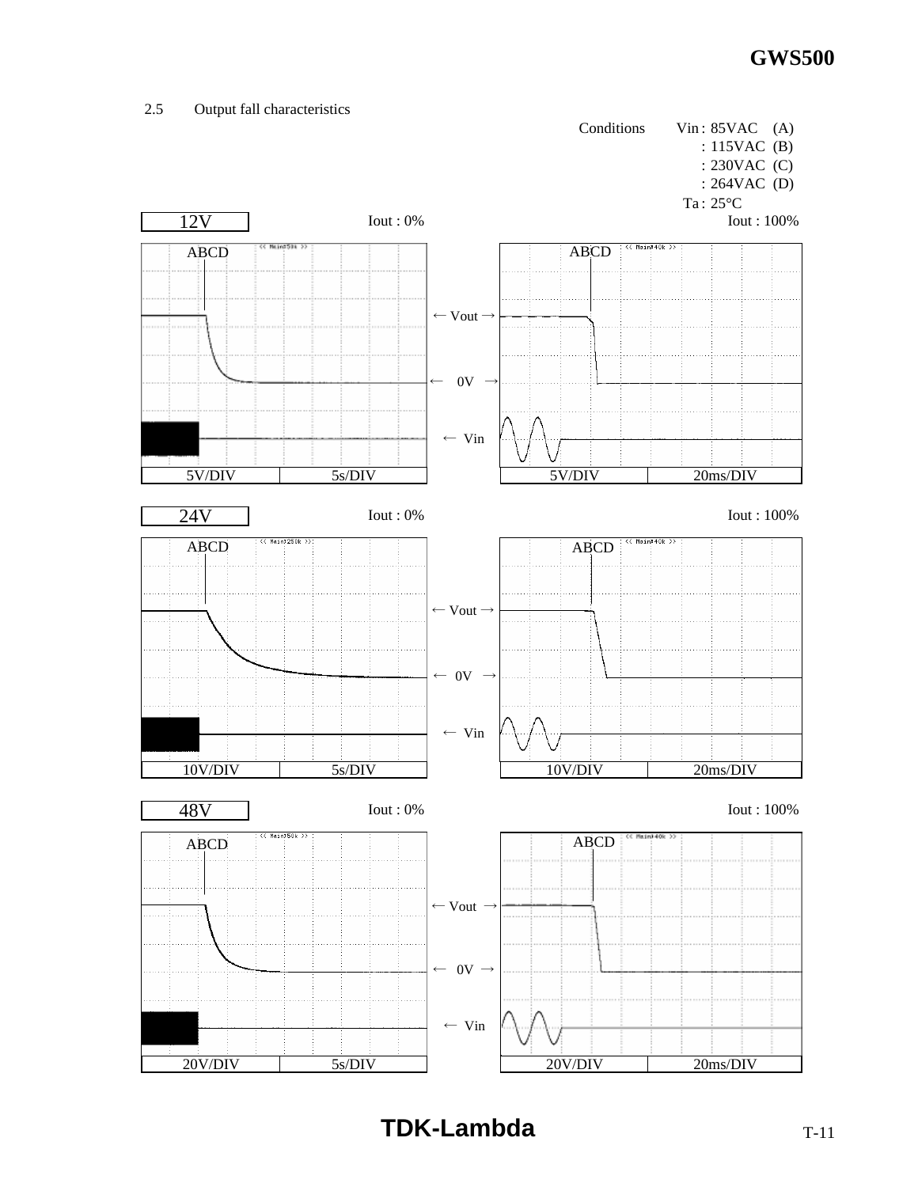### 2.5 Output fall characteristics

Conditions Vin : 85VAC (A)
: 115VAC (B)
: 230VAC (C)
: 264VAC (D)
Ta : 25°C

**12V**

Iout : 0%

ABCD

← Vout →

← 0V →

← Vin

| 5V/DIV | 5s/DIV |
|---|---|

Iout : 100%

ABCD

| 5V/DIV | 20ms/DIV |
|---|---|

**24V**

Iout : 0%

ABCD

← Vout →

← 0V →

← Vin

| 10V/DIV | 5s/DIV |
|---|---|

Iout : 100%

ABCD

| 10V/DIV | 20ms/DIV |
|---|---|

**48V**

Iout : 0%

ABCD

← Vout →

← 0V →

← Vin

| 20V/DIV | 5s/DIV |
|---|---|

Iout : 100%

ABCD

| 20V/DIV | 20ms/DIV |
|---|---|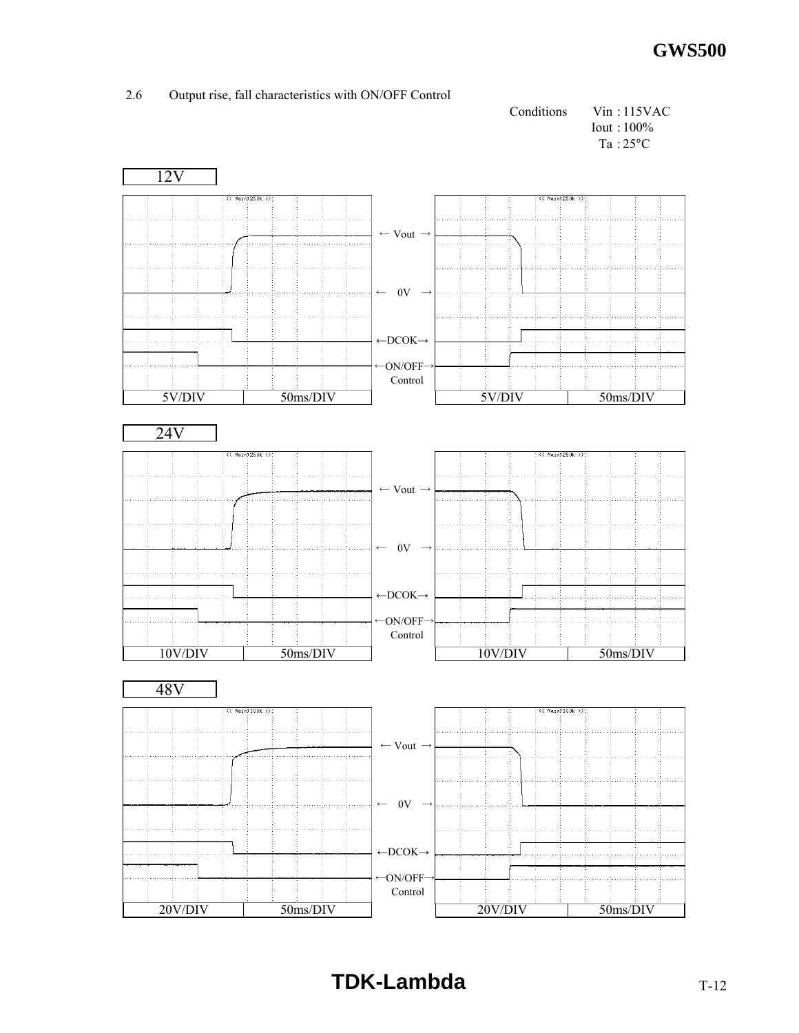## 2.6 Output rise, fall characteristics with ON/OFF Control

Conditions Vin : 115VAC
Iout : 100%
Ta : 25°C

**12V**

← Vout →

← 0V →

←DCOK→

←ON/OFF→ Control

| 5V/DIV | 50ms/DIV |
|---|---|

| 5V/DIV | 50ms/DIV |
|---|---|

**24V**

← Vout →

← 0V →

←DCOK→

←ON/OFF→ Control

| 10V/DIV | 50ms/DIV |
|---|---|

| 10V/DIV | 50ms/DIV |
|---|---|

**48V**

← Vout →

← 0V →

←DCOK→

←ON/OFF→ Control

| 20V/DIV | 50ms/DIV |
|---|---|

| 20V/DIV | 50ms/DIV |
|---|---|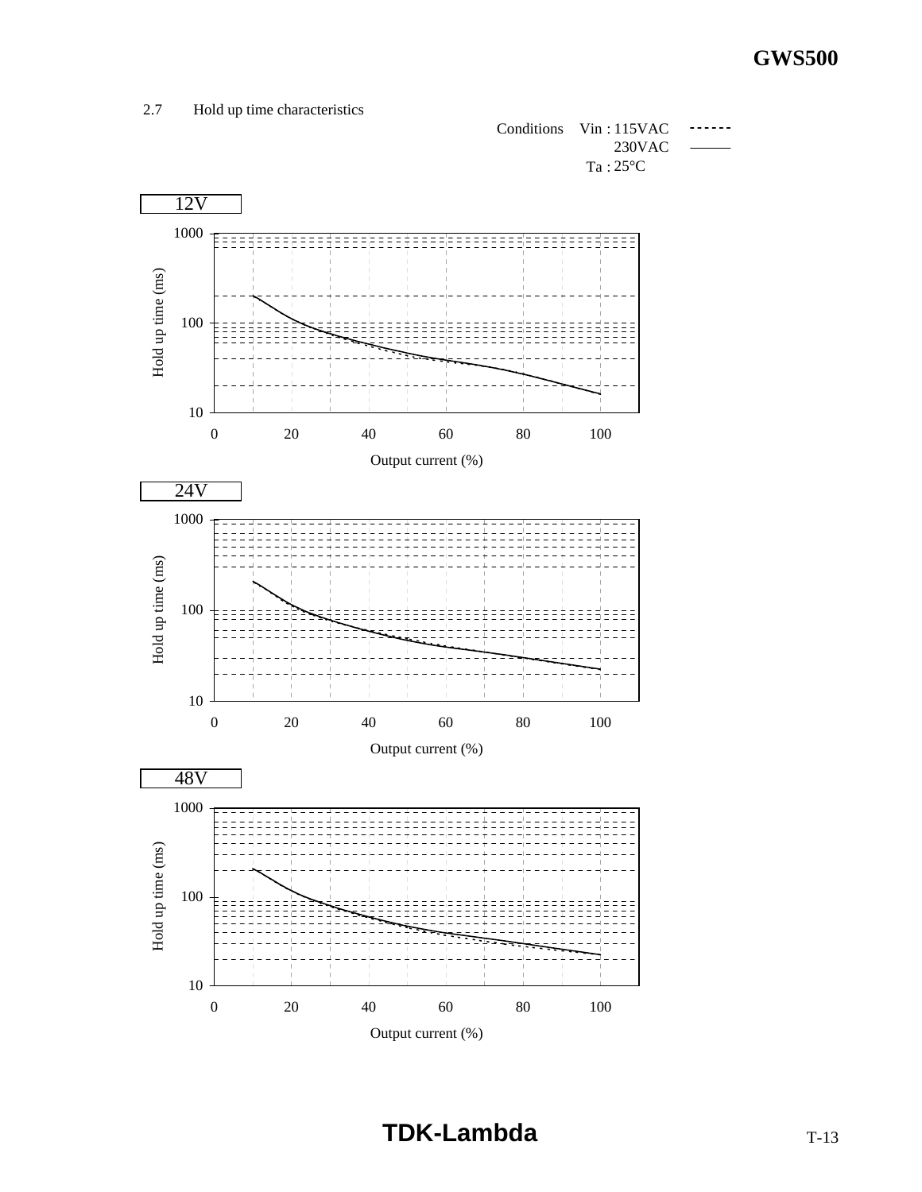## 2.7 Hold up time characteristics

Conditions Vin : 115VAC ------
230VAC ———
Ta : 25°C

**12V**

Hold up time (ms)

1000

100

10

0 20 40 60 80 100

Output current (%)

**24V**

Hold up time (ms)

1000

100

10

0 20 40 60 80 100

Output current (%)

**48V**

Hold up time (ms)

1000

100

10

0 20 40 60 80 100

Output current (%)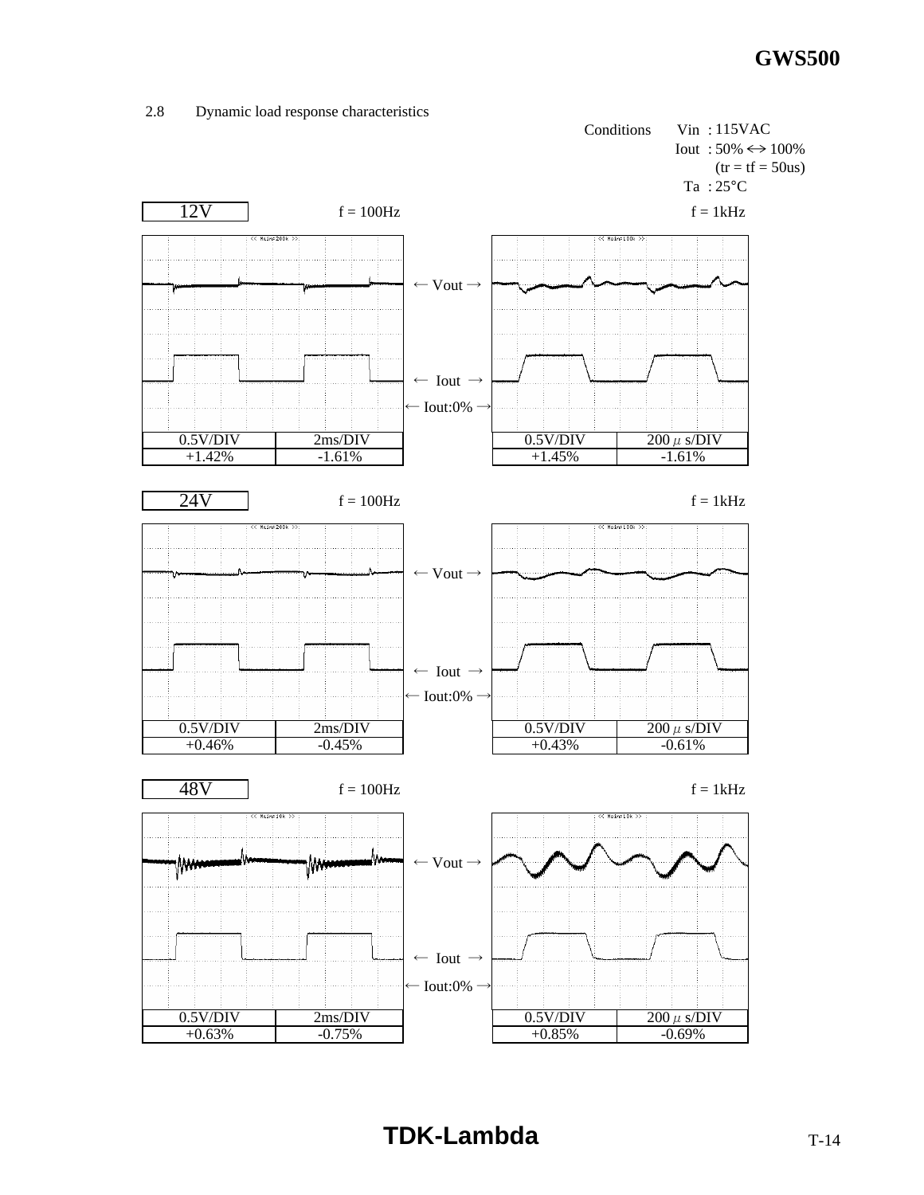2.8 Dynamic load response characteristics

Conditions
- Vin : 115VAC
- Iout : 50% ↔ 100% (tr = tf = 50us)
- Ta : 25°C

**12V**

f = 100Hz | f = 1kHz

← Vout →

← Iout →

← Iout:0% →

| 0.5V/DIV | 2ms/DIV | 0.5V/DIV | 200 μ s/DIV |
|---|---|---|---|
| +1.42% | -1.61% | +1.45% | -1.61% |

**24V**

f = 100Hz | f = 1kHz

← Vout →

← Iout →

← Iout:0% →

| 0.5V/DIV | 2ms/DIV | 0.5V/DIV | 200 μ s/DIV |
|---|---|---|---|
| +0.46% | -0.45% | +0.43% | -0.61% |

**48V**

f = 100Hz | f = 1kHz

← Vout →

← Iout →

← Iout:0% →

| 0.5V/DIV | 2ms/DIV | 0.5V/DIV | 200 μ s/DIV |
|---|---|---|---|
| +0.63% | -0.75% | +0.85% | -0.69% |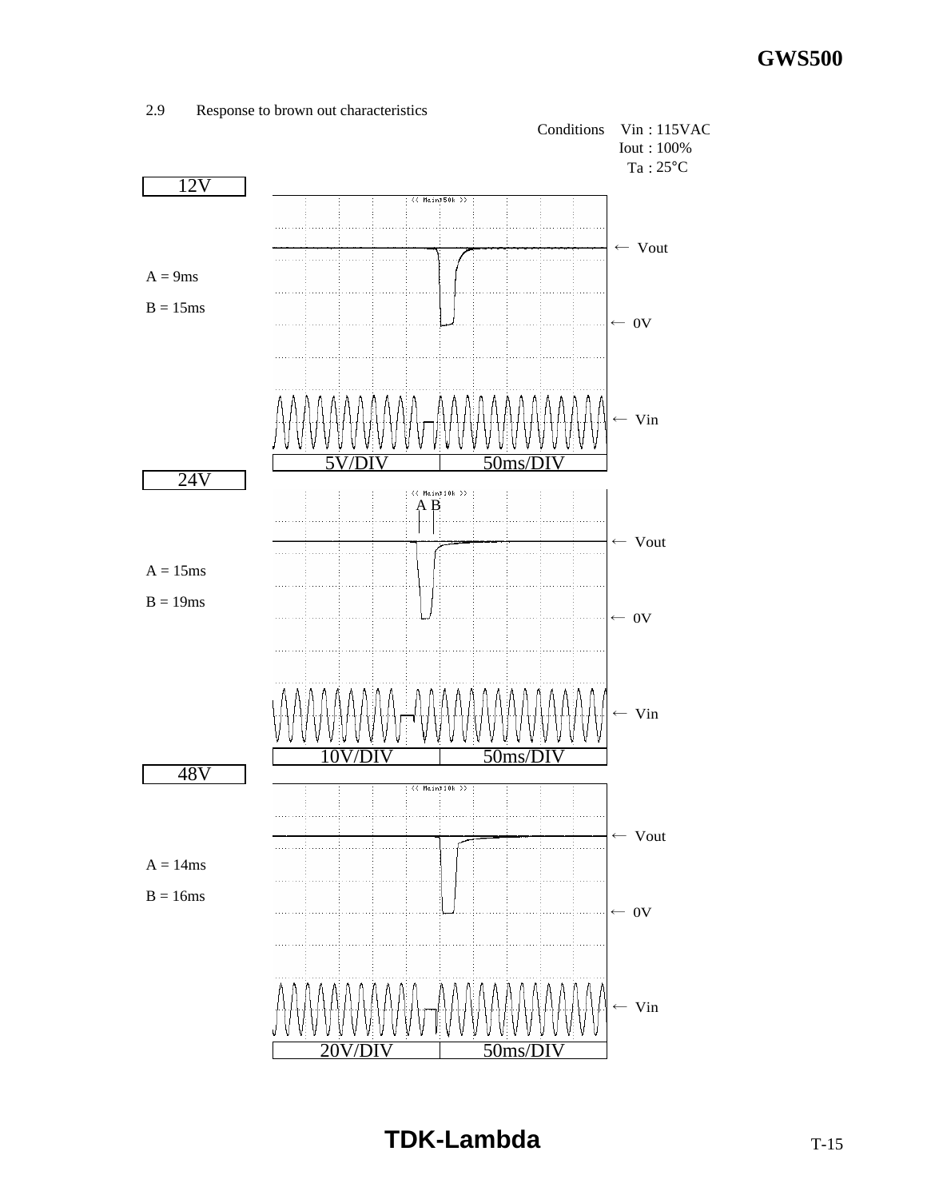2.9 Response to brown out characteristics

Conditions Vin : 115VAC
Iout : 100%
Ta : 25°C

**12V**

A = 9ms

B = 15ms

← Vout

← 0V

← Vin

5V/DIV | 50ms/DIV

**24V**

A B

A = 15ms

B = 19ms

← Vout

← 0V

← Vin

10V/DIV | 50ms/DIV

**48V**

A = 14ms

B = 16ms

← Vout

← 0V

← Vin

20V/DIV | 50ms/DIV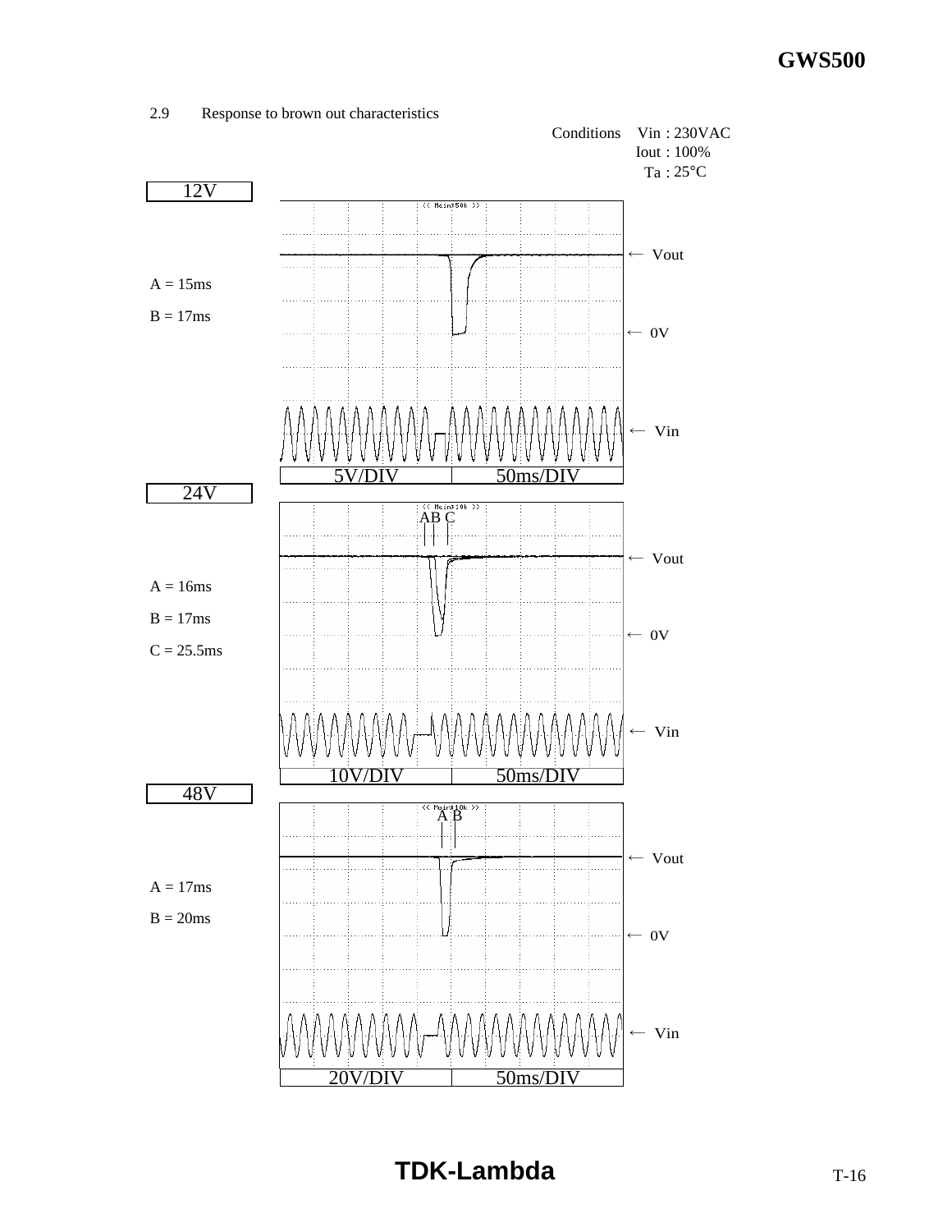## 2.9 Response to brown out characteristics

Conditions Vin : 230VAC
Iout : 100%
Ta : 25°C

**12V**

A = 15ms

B = 17ms

5V/DIV 50ms/DIV

**24V**

A = 16ms

B = 17ms

C = 25.5ms

10V/DIV 50ms/DIV

**48V**

A = 17ms

B = 20ms

20V/DIV 50ms/DIV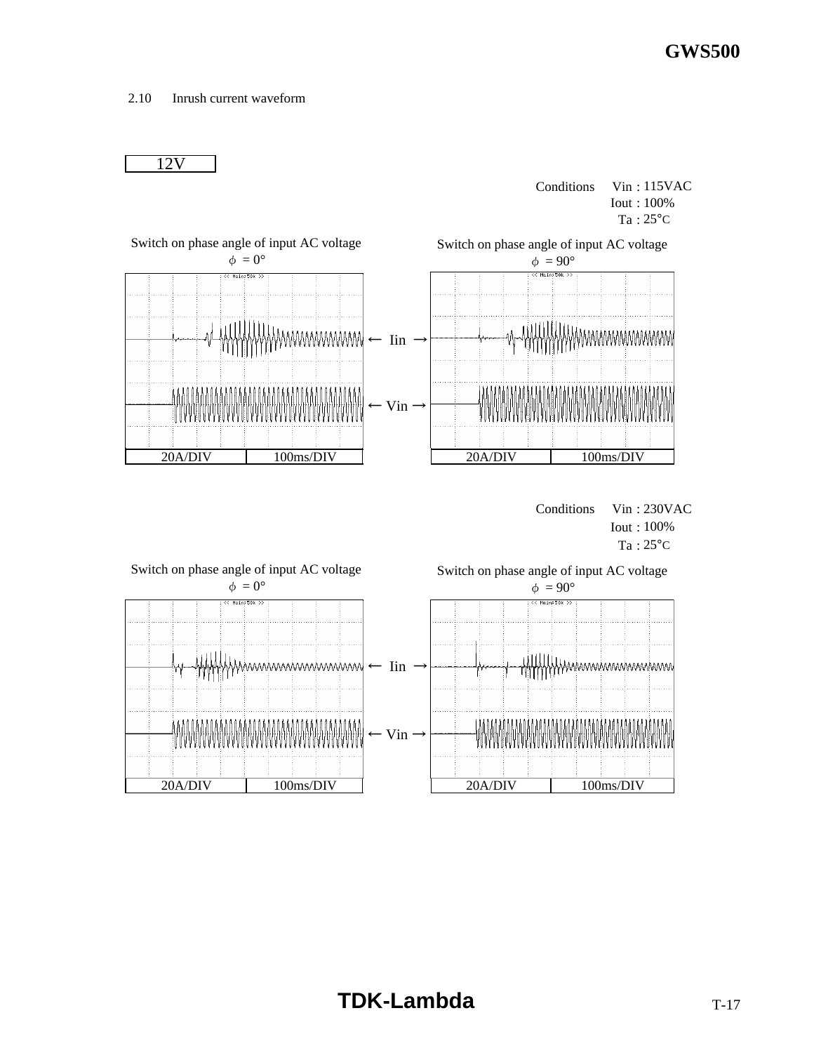2.10 Inrush current waveform

12V

Conditions Vin : 115VAC
Iout : 100%
Ta : 25°C

Switch on phase angle of input AC voltage
$\phi = 0°$

Switch on phase angle of input AC voltage
$\phi = 90°$

← Iin →

← Vin →

| 20A/DIV | 100ms/DIV |
|---|---|

| 20A/DIV | 100ms/DIV |
|---|---|

Conditions Vin : 230VAC
Iout : 100%
Ta : 25°C

Switch on phase angle of input AC voltage
$\phi = 0°$

Switch on phase angle of input AC voltage
$\phi = 90°$

← Iin →

← Vin →

| 20A/DIV | 100ms/DIV |
|---|---|

| 20A/DIV | 100ms/DIV |
|---|---|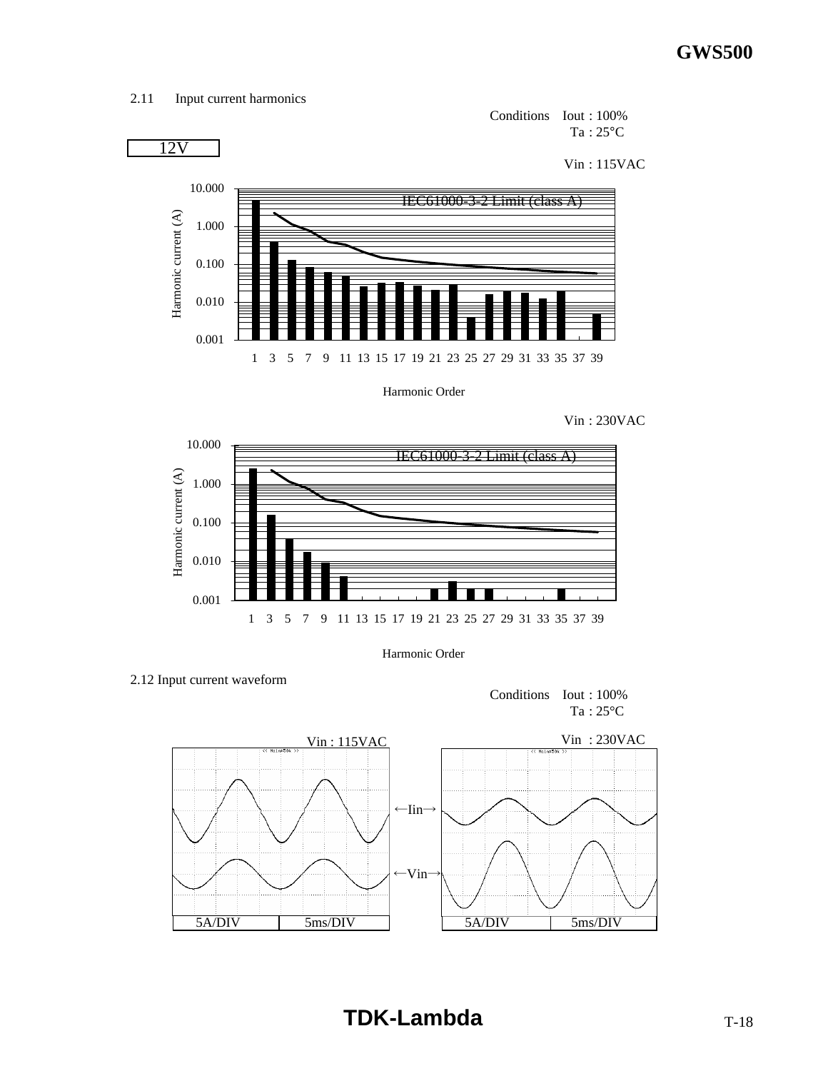## 2.11 Input current harmonics

Conditions Iout : 100%
Ta : 25°C

12V

Vin : 115VAC

IEC61000-3-2 Limit (class A)

Harmonic current (A)

Harmonic Order

Vin : 230VAC

IEC61000-3-2 Limit (class A)

Harmonic current (A)

Harmonic Order

## 2.12 Input current waveform

Conditions Iout : 100%
Ta : 25°C

Vin : 115VAC

Vin : 230VAC

←Iin→

←Vin→

5A/DIV 5ms/DIV

5A/DIV 5ms/DIV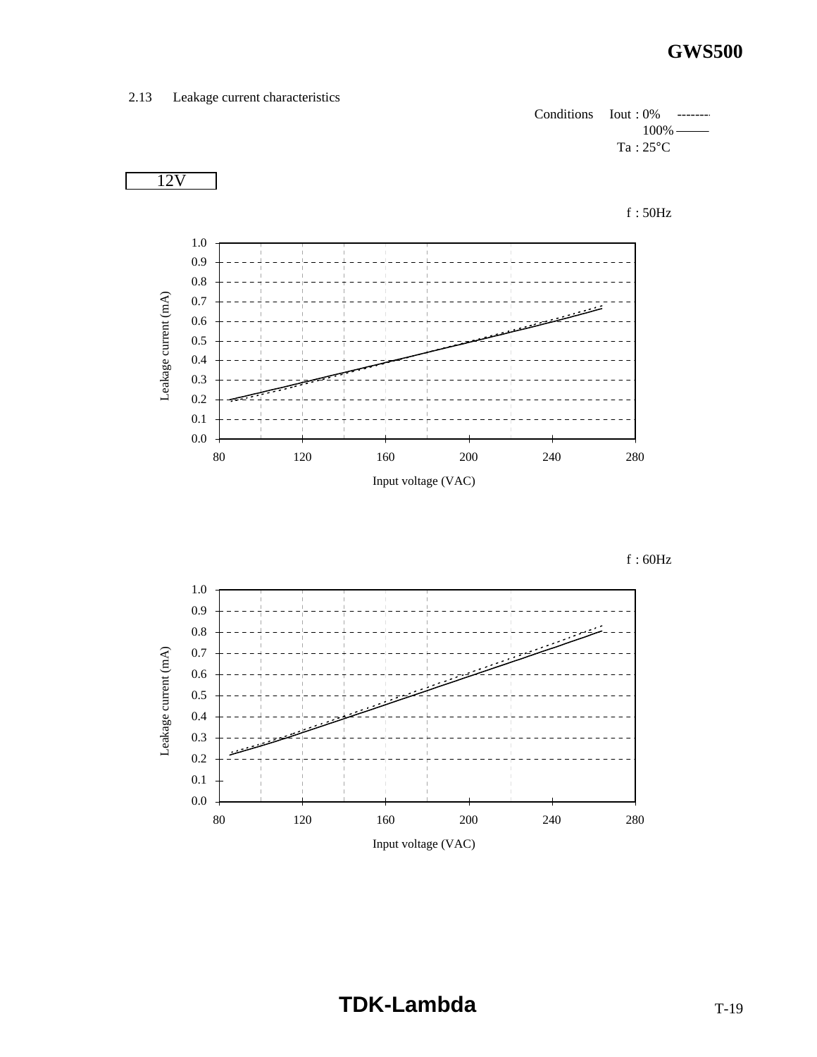2.13 Leakage current characteristics

Conditions Iout : 0% --------
100% ———
Ta : 25°C

12V

f : 50Hz

Leakage current (mA)

1.0
0.9
0.8
0.7
0.6
0.5
0.4
0.3
0.2
0.1
0.0

80 120 160 200 240 280

Input voltage (VAC)

f : 60Hz

Leakage current (mA)

1.0
0.9
0.8
0.7
0.6
0.5
0.4
0.3
0.2
0.1
0.0

80 120 160 200 240 280

Input voltage (VAC)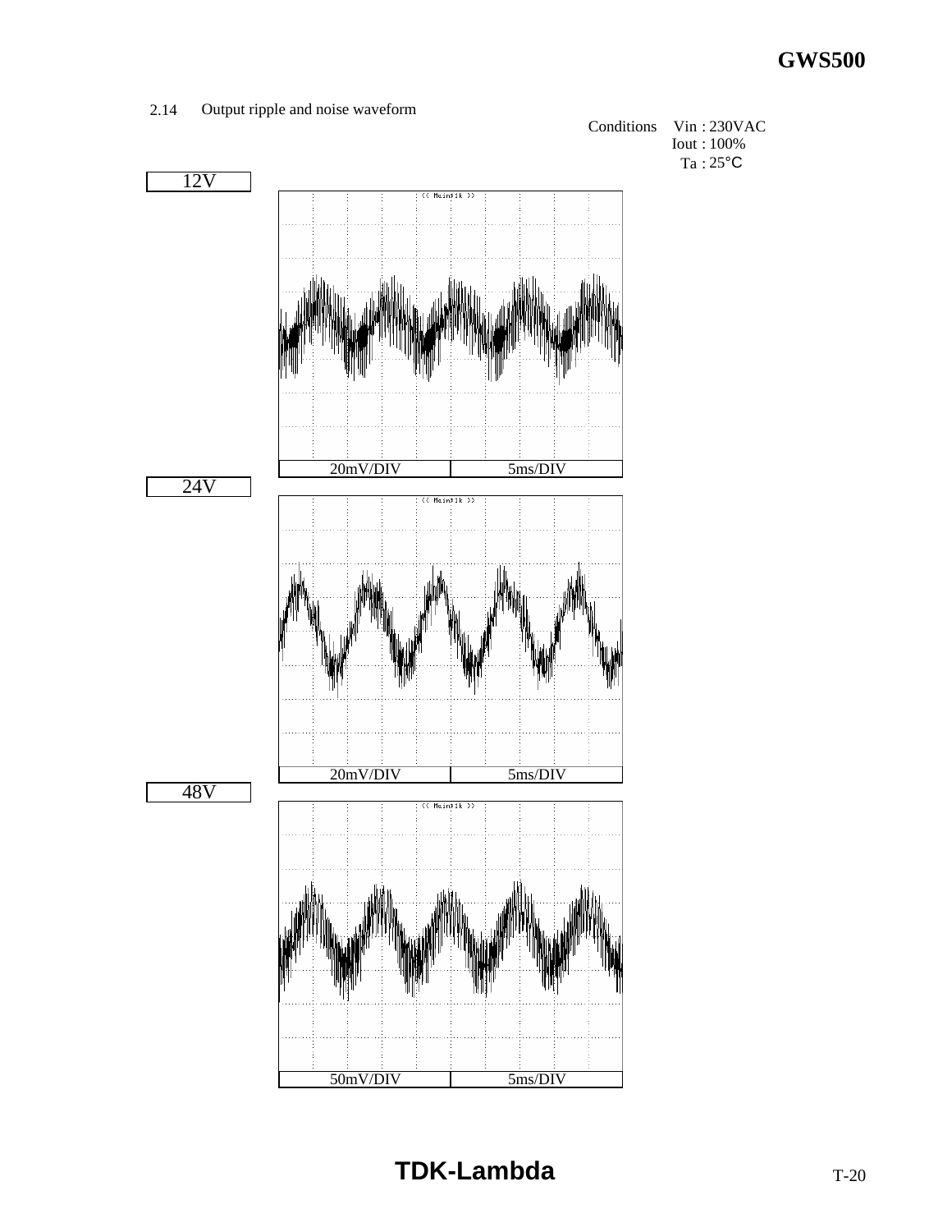## 2.14 Output ripple and noise waveform

Conditions Vin : 230VAC
Iout : 100%
Ta : 25°C

**12V**

20mV/DIV | 5ms/DIV

**24V**

20mV/DIV | 5ms/DIV

**48V**

50mV/DIV | 5ms/DIV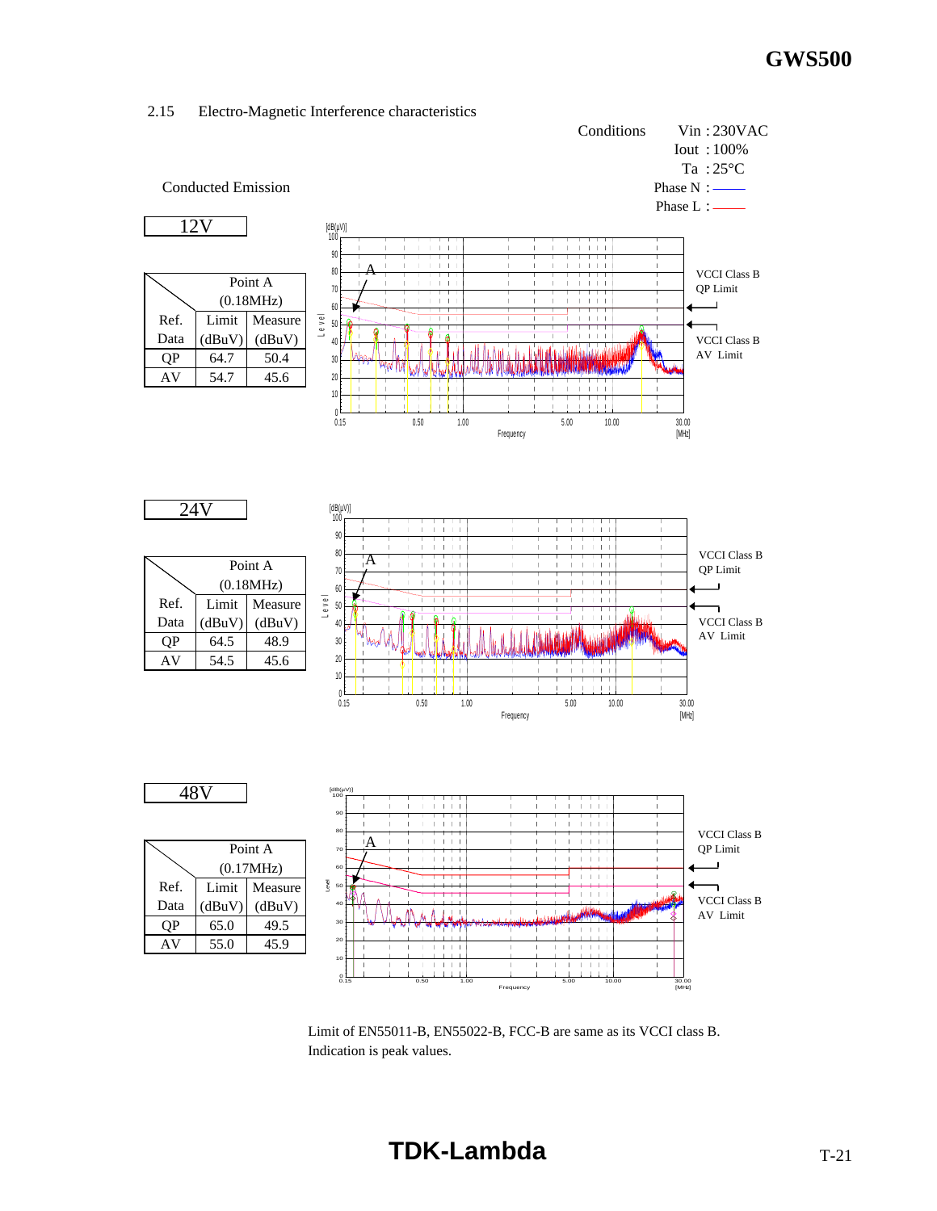## 2.15 Electro-Magnetic Interference characteristics

Conditions
- Vin : 230VAC
- Iout : 100%
- Ta : 25°C
- Phase N : ——
- Phase L : ——

Conducted Emission

**12V**

| Ref. Data | Point A (0.18MHz) Limit (dBuV) | Measure (dBuV) |
|---|---|---|
| QP | 64.7 | 50.4 |
| AV | 54.7 | 45.6 |

VCCI Class B QP Limit

VCCI Class B AV Limit

**24V**

| Ref. Data | Point A (0.18MHz) Limit (dBuV) | Measure (dBuV) |
|---|---|---|
| QP | 64.5 | 48.9 |
| AV | 54.5 | 45.6 |

VCCI Class B QP Limit

VCCI Class B AV Limit

**48V**

| Ref. Data | Point A (0.17MHz) Limit (dBuV) | Measure (dBuV) |
|---|---|---|
| QP | 65.0 | 49.5 |
| AV | 55.0 | 45.9 |

VCCI Class B QP Limit

VCCI Class B AV Limit

Limit of EN55011-B, EN55022-B, FCC-B are same as its VCCI class B.
Indication is peak values.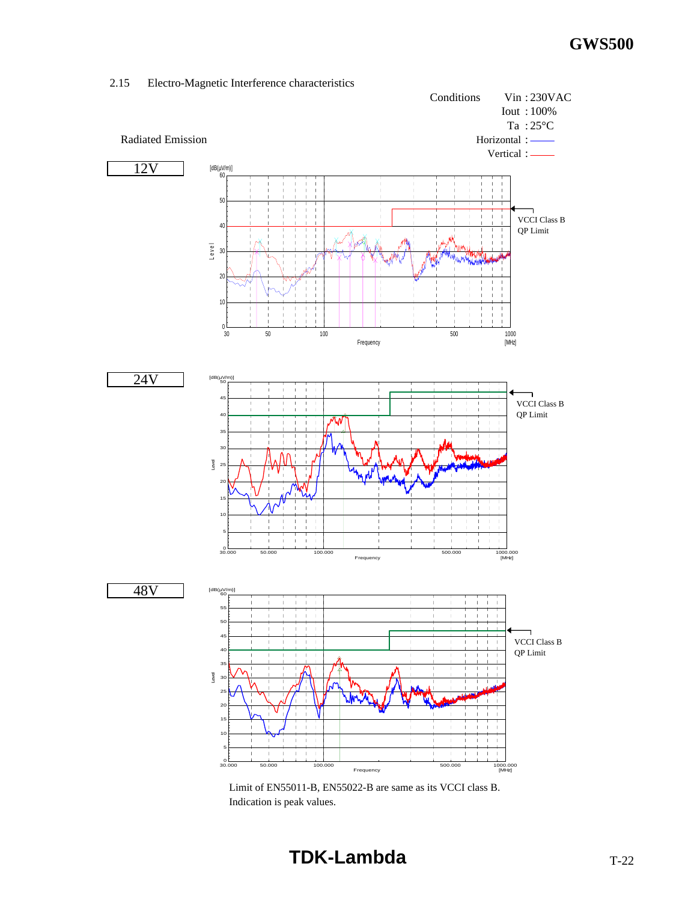## 2.15 Electro-Magnetic Interference characteristics

Conditions Vin : 230VAC
Iout : 100%
Ta : 25°C
Horizontal : ——
Vertical : ——

Radiated Emission

**12V**

[dB(μV/m)]
60
50
40
30
20
10
0
Level
30
50
100
500
1000
Frequency
[MHz]
VCCI Class B
QP Limit

**24V**

[dB(μV/m)]
50
45
40
35
30
25
20
15
10
5
0
Level
30.000
50.000
100.000
500.000
1000.000
Frequency
[MHz]
VCCI Class B
QP Limit

**48V**

[dB(μV/m)]
60
55
50
45
40
35
30
25
20
15
10
5
0
Level
30.000
50.000
100.000
500.000
1000.000
Frequency
[MHz]
VCCI Class B
QP Limit

Limit of EN55011-B, EN55022-B are same as its VCCI class B.
Indication is peak values.